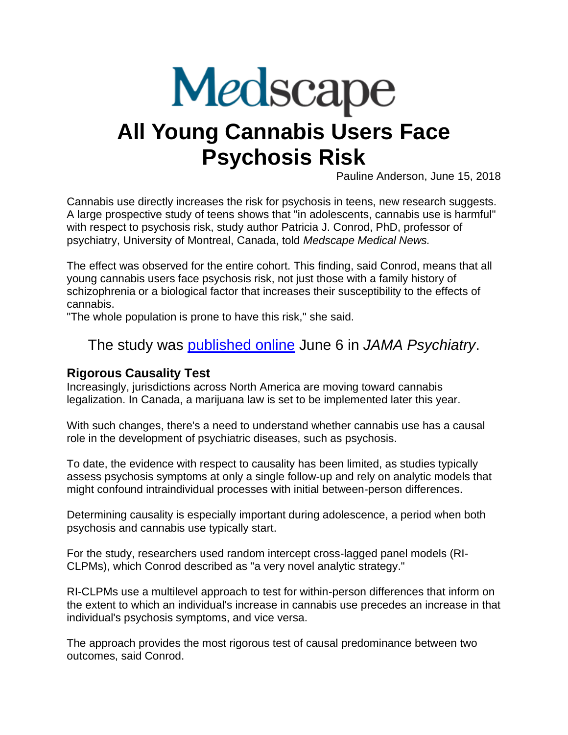# Medscape

# All Young Cannabis Users Face Psychosis Risk

Pauline Anderson, June 15, 2018

Cannabis use directly increases the risk for psychosis in teens, new research suggests. A large prospective study of teens shows that "in adolescents, cannabis use is harmful" with respect to psychosis risk, study author Patricia J. Conrod, PhD, professor of psychiatry, University of Montreal, Canada, told *Medscape Medical News.*

The effect was observed for the entire cohort. This finding, said Conrod, means that all young cannabis users face psychosis risk, not just those with a family history of schizophrenia or a biological factor that increases their susceptibility to the effects of cannabis.

"The whole population is prone to have this risk," she said.

The study was published online June 6 in *JAMA Psychiatry*.

### Rigorous Causality Test

Increasingly, jurisdictions across North America are moving toward cannabis legalization. In Canada, a marijuana law is set to be implemented later this year.

With such changes, there's a need to understand whether cannabis use has a causal role in the development of psychiatric diseases, such as psychosis.

To date, the evidence with respect to causality has been limited, as studies typically assess psychosis symptoms at only a single follow-up and rely on analytic models that might confound intraindividual processes with initial between-person differences.

Determining causality is especially important during adolescence, a period when both psychosis and cannabis use typically start.

For the study, researchers used random intercept cross-lagged panel models (RI-CLPMs), which Conrod described as "a very novel analytic strategy."

RI-CLPMs use a multilevel approach to test for within-person differences that inform on the extent to which an individual's increase in cannabis use precedes an increase in that individual's psychosis symptoms, and vice versa.

The approach provides the most rigorous test of causal predominance between two outcomes, said Conrod.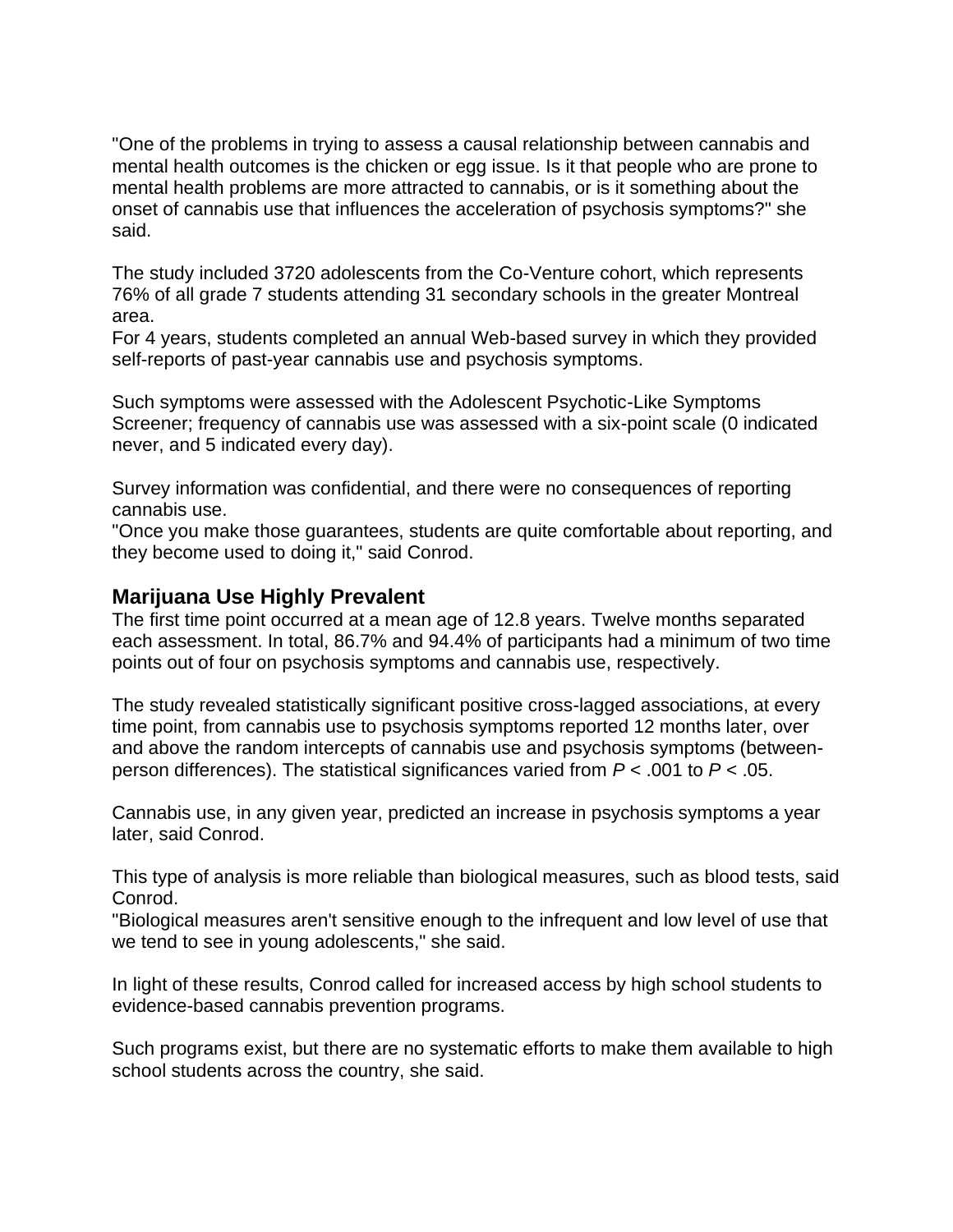"One of the problems in trying to assess a causal relationship between cannabis and mental health outcomes is the chicken or egg issue. Is it that people who are prone to mental health problems are more attracted to cannabis, or is it something about the onset of cannabis use that influences the acceleration of psychosis symptoms?" she said.

The study included 3720 adolescents from the Co-Venture cohort, which represents 76% of all grade 7 students attending 31 secondary schools in the greater Montreal area.
For 4 years, students completed an annual Web-based survey in which they provided self-reports of past-year cannabis use and psychosis symptoms.

Such symptoms were assessed with the Adolescent Psychotic-Like Symptoms Screener; frequency of cannabis use was assessed with a six-point scale (0 indicated never, and 5 indicated every day).

Survey information was confidential, and there were no consequences of reporting cannabis use.
"Once you make those guarantees, students are quite comfortable about reporting, and they become used to doing it," said Conrod.

### Marijuana Use Highly Prevalent

The first time point occurred at a mean age of 12.8 years. Twelve months separated each assessment. In total, 86.7% and 94.4% of participants had a minimum of two time points out of four on psychosis symptoms and cannabis use, respectively.

The study revealed statistically significant positive cross-lagged associations, at every time point, from cannabis use to psychosis symptoms reported 12 months later, over and above the random intercepts of cannabis use and psychosis symptoms (between-person differences). The statistical significances varied from $P < .001$ to $P < .05$.

Cannabis use, in any given year, predicted an increase in psychosis symptoms a year later, said Conrod.

This type of analysis is more reliable than biological measures, such as blood tests, said Conrod.
"Biological measures aren't sensitive enough to the infrequent and low level of use that we tend to see in young adolescents," she said.

In light of these results, Conrod called for increased access by high school students to evidence-based cannabis prevention programs.

Such programs exist, but there are no systematic efforts to make them available to high school students across the country, she said.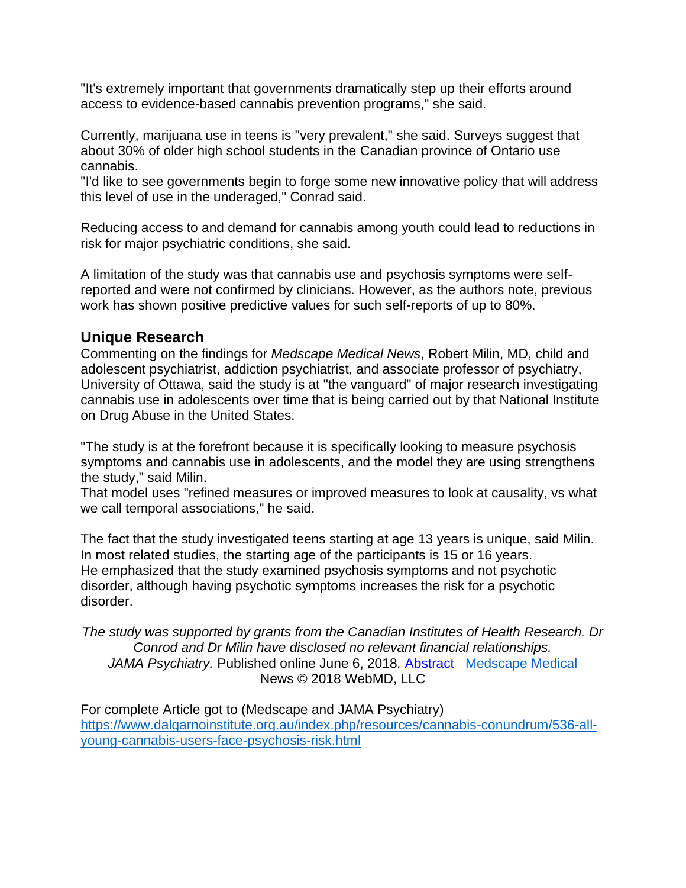"It's extremely important that governments dramatically step up their efforts around access to evidence-based cannabis prevention programs," she said.

Currently, marijuana use in teens is "very prevalent," she said. Surveys suggest that about 30% of older high school students in the Canadian province of Ontario use cannabis.
"I'd like to see governments begin to forge some new innovative policy that will address this level of use in the underaged," Conrad said.

Reducing access to and demand for cannabis among youth could lead to reductions in risk for major psychiatric conditions, she said.

A limitation of the study was that cannabis use and psychosis symptoms were self-reported and were not confirmed by clinicians. However, as the authors note, previous work has shown positive predictive values for such self-reports of up to 80%.

## Unique Research

Commenting on the findings for *Medscape Medical News*, Robert Milin, MD, child and adolescent psychiatrist, addiction psychiatrist, and associate professor of psychiatry, University of Ottawa, said the study is at "the vanguard" of major research investigating cannabis use in adolescents over time that is being carried out by that National Institute on Drug Abuse in the United States.

"The study is at the forefront because it is specifically looking to measure psychosis symptoms and cannabis use in adolescents, and the model they are using strengthens the study," said Milin.
That model uses "refined measures or improved measures to look at causality, vs what we call temporal associations," he said.

The fact that the study investigated teens starting at age 13 years is unique, said Milin. In most related studies, the starting age of the participants is 15 or 16 years.
He emphasized that the study examined psychosis symptoms and not psychotic disorder, although having psychotic symptoms increases the risk for a psychotic disorder.

*The study was supported by grants from the Canadian Institutes of Health Research. Dr Conrod and Dr Milin have disclosed no relevant financial relationships.*
*JAMA Psychiatry.* Published online June 6, 2018. [Abstract](#) [Medscape Medical News](#) © 2018 WebMD, LLC

For complete Article got to (Medscape and JAMA Psychiatry)
https://www.dalgarnoinstitute.org.au/index.php/resources/cannabis-conundrum/536-all-young-cannabis-users-face-psychosis-risk.html